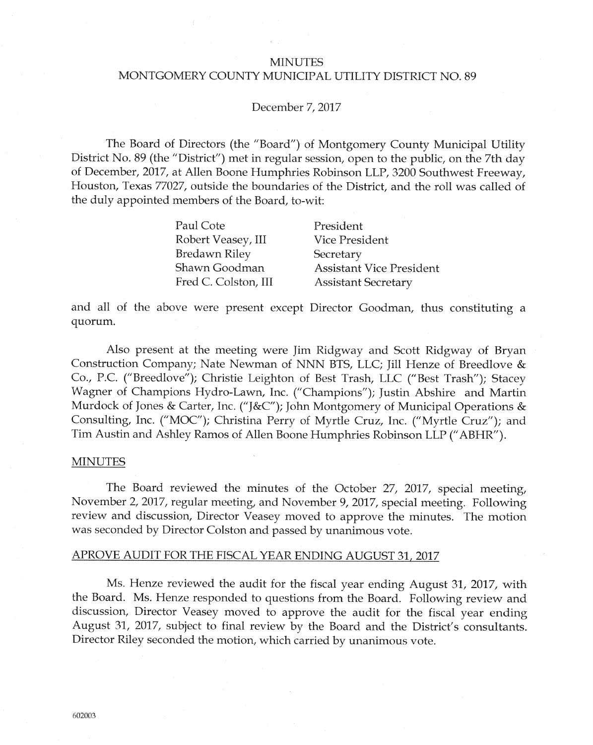# MINUTES
# MONTGOMERY COUNTY MUNICIPAL UTILITY DISTRICT NO. 89

December 7, 2017

The Board of Directors (the "Board") of Montgomery County Municipal Utility District No. 89 (the "District") met in regular session, open to the public, on the 7th day of December, 2017, at Allen Boone Humphries Robinson LLP, 3200 Southwest Freeway, Houston, Texas 77027, outside the boundaries of the District, and the roll was called of the duly appointed members of the Board, to-wit:

| | |
|---|---|
| Paul Cote | President |
| Robert Veasey, III | Vice President |
| Bredawn Riley | Secretary |
| Shawn Goodman | Assistant Vice President |
| Fred C. Colston, III | Assistant Secretary |

and all of the above were present except Director Goodman, thus constituting a quorum.

Also present at the meeting were Jim Ridgway and Scott Ridgway of Bryan Construction Company; Nate Newman of NNN BTS, LLC; Jill Henze of Breedlove & Co., P.C. ("Breedlove"); Christie Leighton of Best Trash, LLC ("Best Trash"); Stacey Wagner of Champions Hydro-Lawn, Inc. ("Champions"); Justin Abshire and Martin Murdock of Jones & Carter, Inc. ("J&C"); John Montgomery of Municipal Operations & Consulting, Inc. ("MOC"); Christina Perry of Myrtle Cruz, Inc. ("Myrtle Cruz"); and Tim Austin and Ashley Ramos of Allen Boone Humphries Robinson LLP ("ABHR").

## MINUTES

The Board reviewed the minutes of the October 27, 2017, special meeting, November 2, 2017, regular meeting, and November 9, 2017, special meeting. Following review and discussion, Director Veasey moved to approve the minutes. The motion was seconded by Director Colston and passed by unanimous vote.

## APROVE AUDIT FOR THE FISCAL YEAR ENDING AUGUST 31, 2017

Ms. Henze reviewed the audit for the fiscal year ending August 31, 2017, with the Board. Ms. Henze responded to questions from the Board. Following review and discussion, Director Veasey moved to approve the audit for the fiscal year ending August 31, 2017, subject to final review by the Board and the District's consultants. Director Riley seconded the motion, which carried by unanimous vote.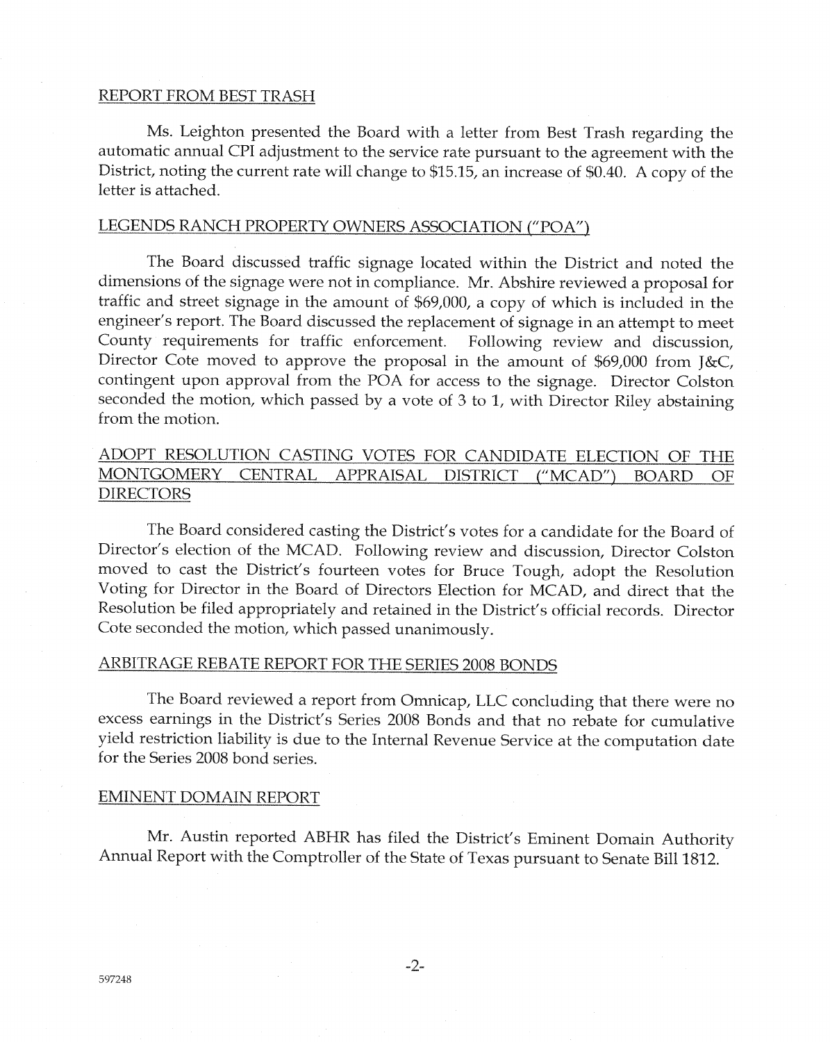## REPORT FROM BEST TRASH

Ms. Leighton presented the Board with a letter from Best Trash regarding the automatic annual CPI adjustment to the service rate pursuant to the agreement with the District, noting the current rate will change to $15.15, an increase of $0.40. A copy of the letter is attached.

## LEGENDS RANCH PROPERTY OWNERS ASSOCIATION ("POA")

The Board discussed traffic signage located within the District and noted the dimensions of the signage were not in compliance. Mr. Abshire reviewed a proposal for traffic and street signage in the amount of $69,000, a copy of which is included in the engineer's report. The Board discussed the replacement of signage in an attempt to meet County requirements for traffic enforcement. Following review and discussion, Director Cote moved to approve the proposal in the amount of $69,000 from J&C, contingent upon approval from the POA for access to the signage. Director Colston seconded the motion, which passed by a vote of 3 to 1, with Director Riley abstaining from the motion.

## ADOPT RESOLUTION CASTING VOTES FOR CANDIDATE ELECTION OF THE MONTGOMERY CENTRAL APPRAISAL DISTRICT ("MCAD") BOARD OF DIRECTORS

The Board considered casting the District's votes for a candidate for the Board of Director's election of the MCAD. Following review and discussion, Director Colston moved to cast the District's fourteen votes for Bruce Tough, adopt the Resolution Voting for Director in the Board of Directors Election for MCAD, and direct that the Resolution be filed appropriately and retained in the District's official records. Director Cote seconded the motion, which passed unanimously.

## ARBITRAGE REBATE REPORT FOR THE SERIES 2008 BONDS

The Board reviewed a report from Omnicap, LLC concluding that there were no excess earnings in the District's Series 2008 Bonds and that no rebate for cumulative yield restriction liability is due to the Internal Revenue Service at the computation date for the Series 2008 bond series.

## EMINENT DOMAIN REPORT

Mr. Austin reported ABHR has filed the District's Eminent Domain Authority Annual Report with the Comptroller of the State of Texas pursuant to Senate Bill 1812.

597248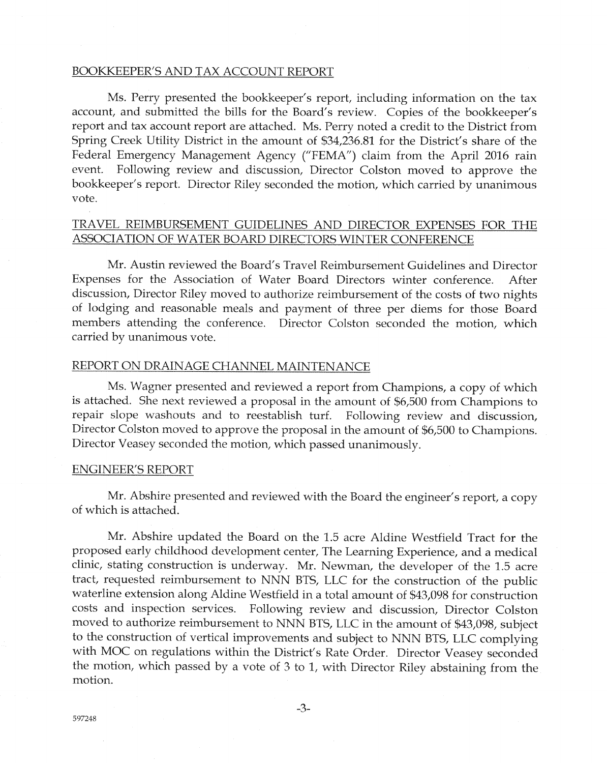## BOOKKEEPER'S AND TAX ACCOUNT REPORT

Ms. Perry presented the bookkeeper's report, including information on the tax account, and submitted the bills for the Board's review. Copies of the bookkeeper's report and tax account report are attached. Ms. Perry noted a credit to the District from Spring Creek Utility District in the amount of $34,236.81 for the District's share of the Federal Emergency Management Agency ("FEMA") claim from the April 2016 rain event. Following review and discussion, Director Colston moved to approve the bookkeeper's report. Director Riley seconded the motion, which carried by unanimous vote.

## TRAVEL REIMBURSEMENT GUIDELINES AND DIRECTOR EXPENSES FOR THE ASSOCIATION OF WATER BOARD DIRECTORS WINTER CONFERENCE

Mr. Austin reviewed the Board's Travel Reimbursement Guidelines and Director Expenses for the Association of Water Board Directors winter conference. After discussion, Director Riley moved to authorize reimbursement of the costs of two nights of lodging and reasonable meals and payment of three per diems for those Board members attending the conference. Director Colston seconded the motion, which carried by unanimous vote.

## REPORT ON DRAINAGE CHANNEL MAINTENANCE

Ms. Wagner presented and reviewed a report from Champions, a copy of which is attached. She next reviewed a proposal in the amount of $6,500 from Champions to repair slope washouts and to reestablish turf. Following review and discussion, Director Colston moved to approve the proposal in the amount of $6,500 to Champions. Director Veasey seconded the motion, which passed unanimously.

## ENGINEER'S REPORT

Mr. Abshire presented and reviewed with the Board the engineer's report, a copy of which is attached.

Mr. Abshire updated the Board on the 1.5 acre Aldine Westfield Tract for the proposed early childhood development center, The Learning Experience, and a medical clinic, stating construction is underway. Mr. Newman, the developer of the 1.5 acre tract, requested reimbursement to NNN BTS, LLC for the construction of the public waterline extension along Aldine Westfield in a total amount of $43,098 for construction costs and inspection services. Following review and discussion, Director Colston moved to authorize reimbursement to NNN BTS, LLC in the amount of $43,098, subject to the construction of vertical improvements and subject to NNN BTS, LLC complying with MOC on regulations within the District's Rate Order. Director Veasey seconded the motion, which passed by a vote of 3 to 1, with Director Riley abstaining from the motion.

597248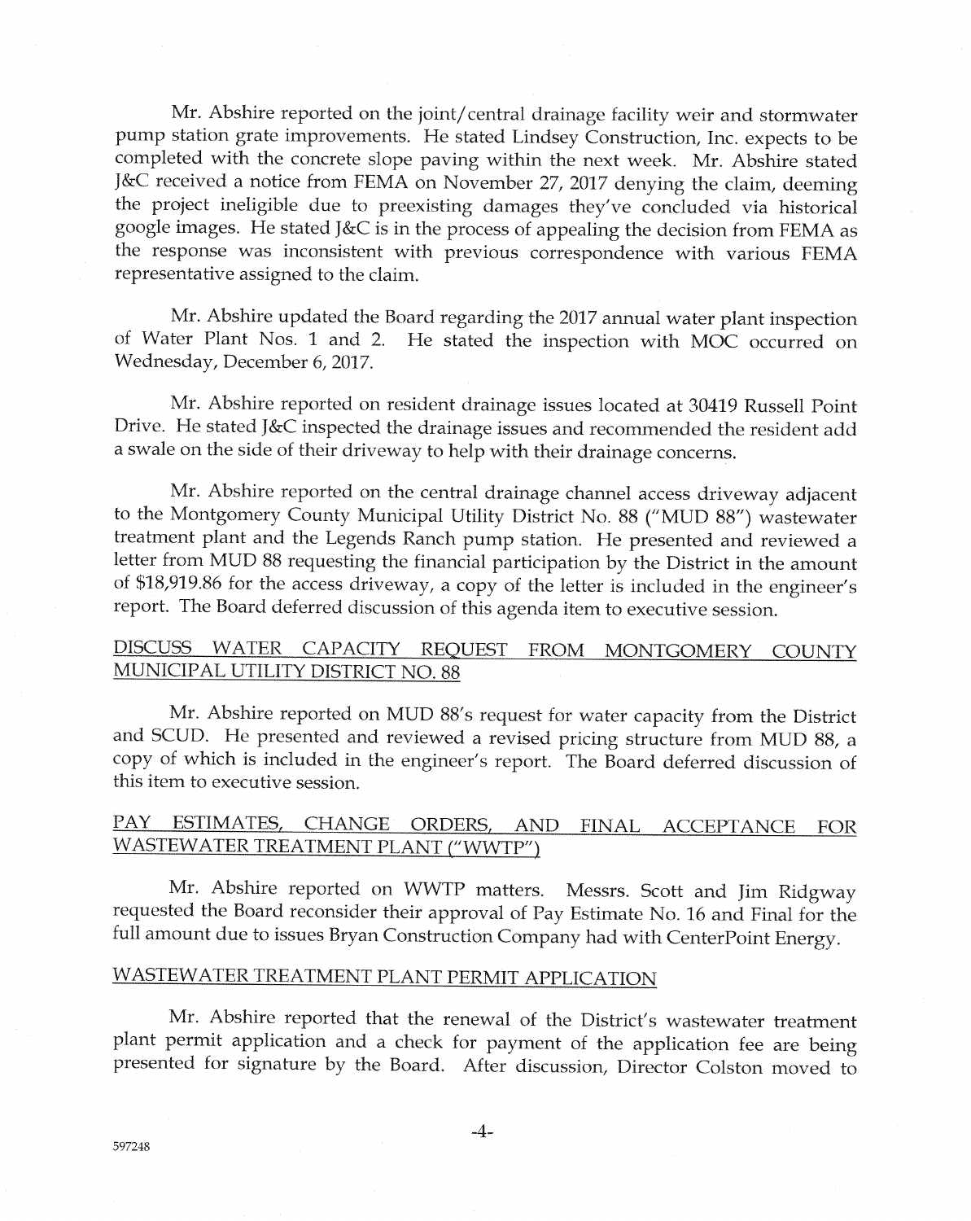Mr. Abshire reported on the joint/central drainage facility weir and stormwater pump station grate improvements. He stated Lindsey Construction, Inc. expects to be completed with the concrete slope paving within the next week. Mr. Abshire stated J&C received a notice from FEMA on November 27, 2017 denying the claim, deeming the project ineligible due to preexisting damages they've concluded via historical google images. He stated J&C is in the process of appealing the decision from FEMA as the response was inconsistent with previous correspondence with various FEMA representative assigned to the claim.

Mr. Abshire updated the Board regarding the 2017 annual water plant inspection of Water Plant Nos. 1 and 2. He stated the inspection with MOC occurred on Wednesday, December 6, 2017.

Mr. Abshire reported on resident drainage issues located at 30419 Russell Point Drive. He stated J&C inspected the drainage issues and recommended the resident add a swale on the side of their driveway to help with their drainage concerns.

Mr. Abshire reported on the central drainage channel access driveway adjacent to the Montgomery County Municipal Utility District No. 88 ("MUD 88") wastewater treatment plant and the Legends Ranch pump station. He presented and reviewed a letter from MUD 88 requesting the financial participation by the District in the amount of $18,919.86 for the access driveway, a copy of the letter is included in the engineer's report. The Board deferred discussion of this agenda item to executive session.

## DISCUSS WATER CAPACITY REQUEST FROM MONTGOMERY COUNTY MUNICIPAL UTILITY DISTRICT NO. 88

Mr. Abshire reported on MUD 88's request for water capacity from the District and SCUD. He presented and reviewed a revised pricing structure from MUD 88, a copy of which is included in the engineer's report. The Board deferred discussion of this item to executive session.

## PAY ESTIMATES, CHANGE ORDERS, AND FINAL ACCEPTANCE FOR WASTEWATER TREATMENT PLANT ("WWTP")

Mr. Abshire reported on WWTP matters. Messrs. Scott and Jim Ridgway requested the Board reconsider their approval of Pay Estimate No. 16 and Final for the full amount due to issues Bryan Construction Company had with CenterPoint Energy.

## WASTEWATER TREATMENT PLANT PERMIT APPLICATION

Mr. Abshire reported that the renewal of the District's wastewater treatment plant permit application and a check for payment of the application fee are being presented for signature by the Board. After discussion, Director Colston moved to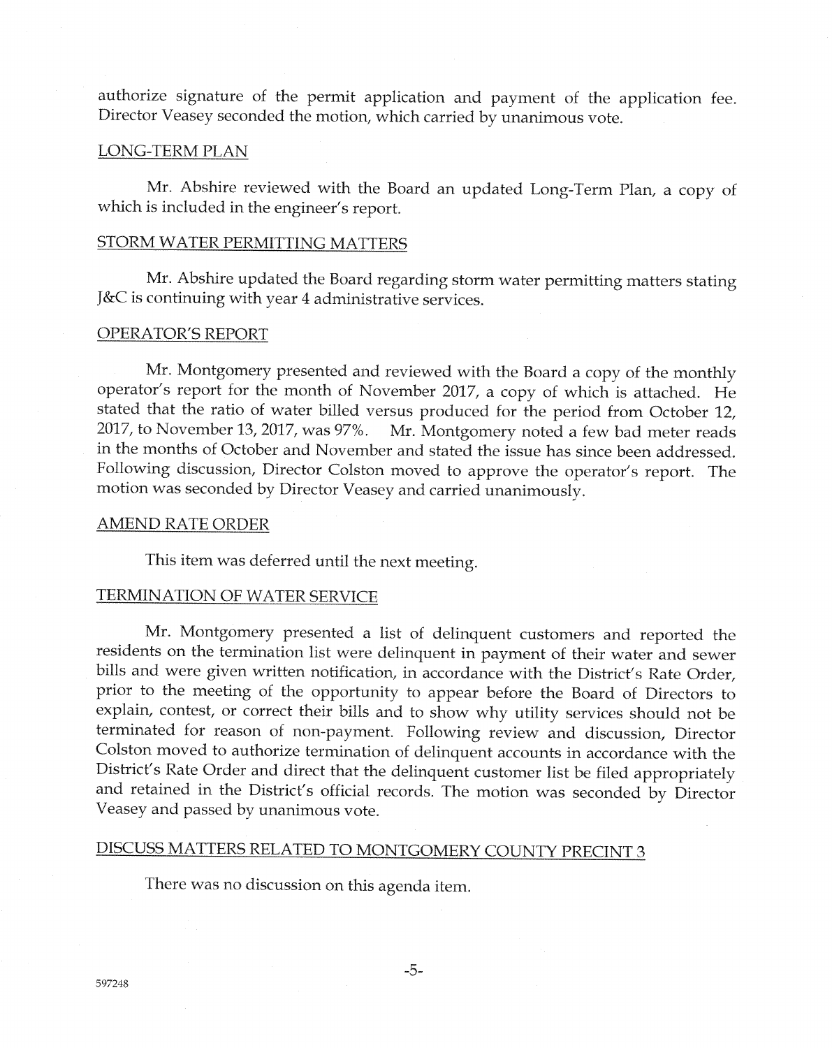authorize signature of the permit application and payment of the application fee. Director Veasey seconded the motion, which carried by unanimous vote.

## LONG-TERM PLAN

Mr. Abshire reviewed with the Board an updated Long-Term Plan, a copy of which is included in the engineer's report.

## STORM WATER PERMITTING MATTERS

Mr. Abshire updated the Board regarding storm water permitting matters stating J&C is continuing with year 4 administrative services.

## OPERATOR'S REPORT

Mr. Montgomery presented and reviewed with the Board a copy of the monthly operator's report for the month of November 2017, a copy of which is attached. He stated that the ratio of water billed versus produced for the period from October 12, 2017, to November 13, 2017, was 97%. Mr. Montgomery noted a few bad meter reads in the months of October and November and stated the issue has since been addressed. Following discussion, Director Colston moved to approve the operator's report. The motion was seconded by Director Veasey and carried unanimously.

## AMEND RATE ORDER

This item was deferred until the next meeting.

## TERMINATION OF WATER SERVICE

Mr. Montgomery presented a list of delinquent customers and reported the residents on the termination list were delinquent in payment of their water and sewer bills and were given written notification, in accordance with the District's Rate Order, prior to the meeting of the opportunity to appear before the Board of Directors to explain, contest, or correct their bills and to show why utility services should not be terminated for reason of non-payment. Following review and discussion, Director Colston moved to authorize termination of delinquent accounts in accordance with the District's Rate Order and direct that the delinquent customer list be filed appropriately and retained in the District's official records. The motion was seconded by Director Veasey and passed by unanimous vote.

## DISCUSS MATTERS RELATED TO MONTGOMERY COUNTY PRECINT 3

There was no discussion on this agenda item.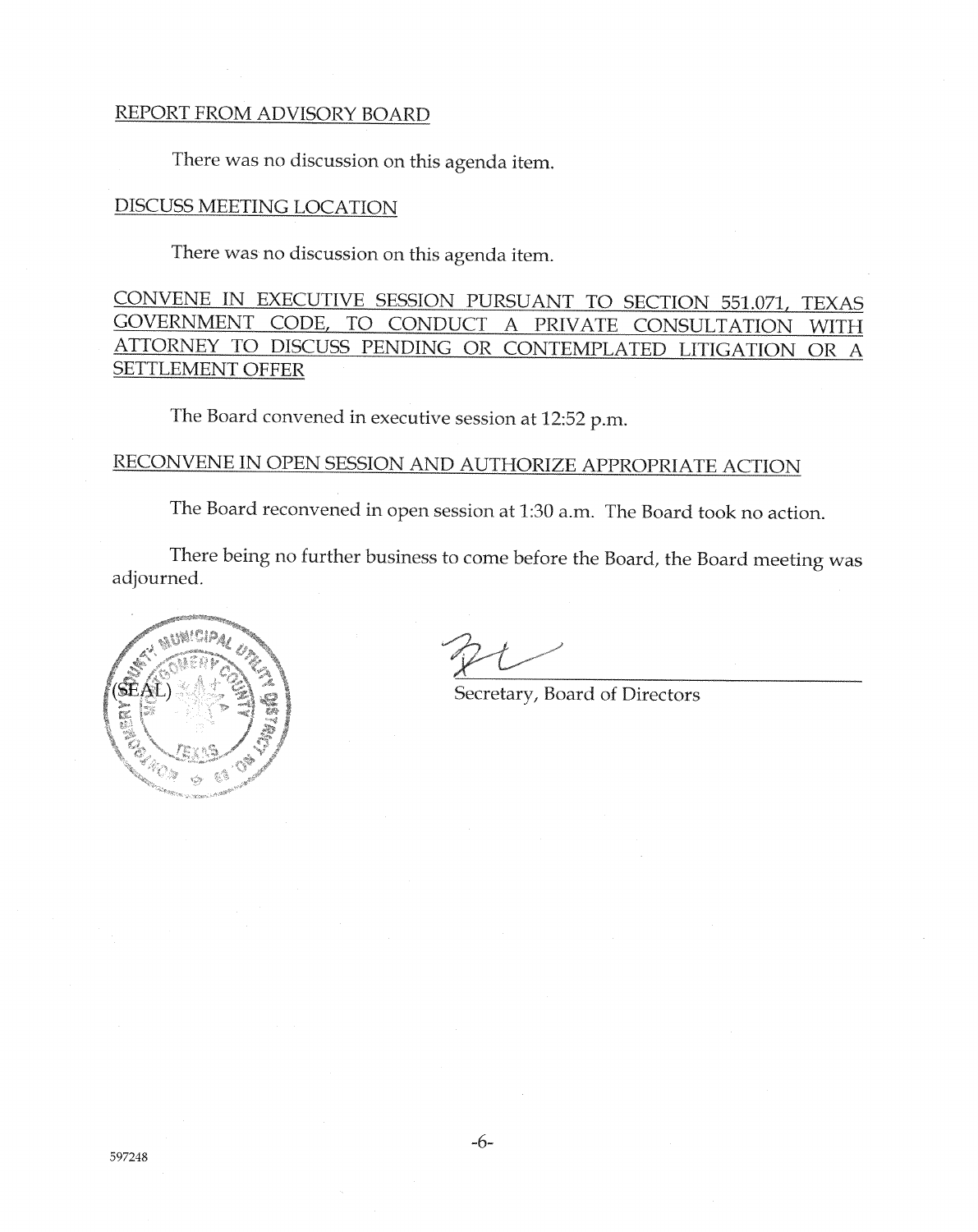REPORT FROM ADVISORY BOARD

There was no discussion on this agenda item.

DISCUSS MEETING LOCATION

There was no discussion on this agenda item.

CONVENE IN EXECUTIVE SESSION PURSUANT TO SECTION 551.071, TEXAS GOVERNMENT CODE, TO CONDUCT A PRIVATE CONSULTATION WITH ATTORNEY TO DISCUSS PENDING OR CONTEMPLATED LITIGATION OR A SETTLEMENT OFFER

The Board convened in executive session at 12:52 p.m.

RECONVENE IN OPEN SESSION AND AUTHORIZE APPROPRIATE ACTION

The Board reconvened in open session at 1:30 a.m. The Board took no action.

There being no further business to come before the Board, the Board meeting was adjourned.

(SEAL)

Secretary, Board of Directors

597248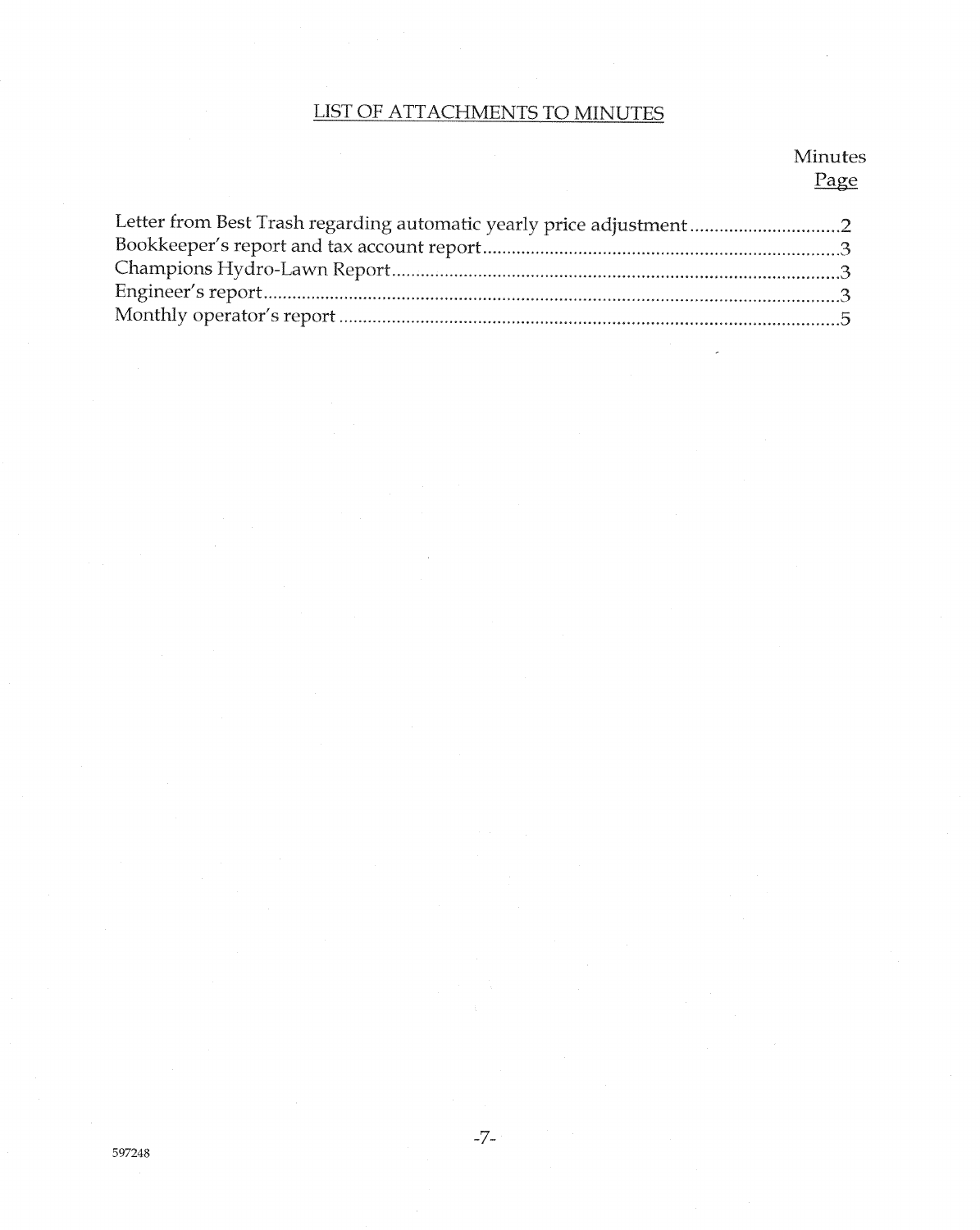## LIST OF ATTACHMENTS TO MINUTES

| | Minutes Page |
|---|---|
| Letter from Best Trash regarding automatic yearly price adjustment | 2 |
| Bookkeeper's report and tax account report | 3 |
| Champions Hydro-Lawn Report | 3 |
| Engineer's report | 3 |
| Monthly operator's report | 5 |

597248